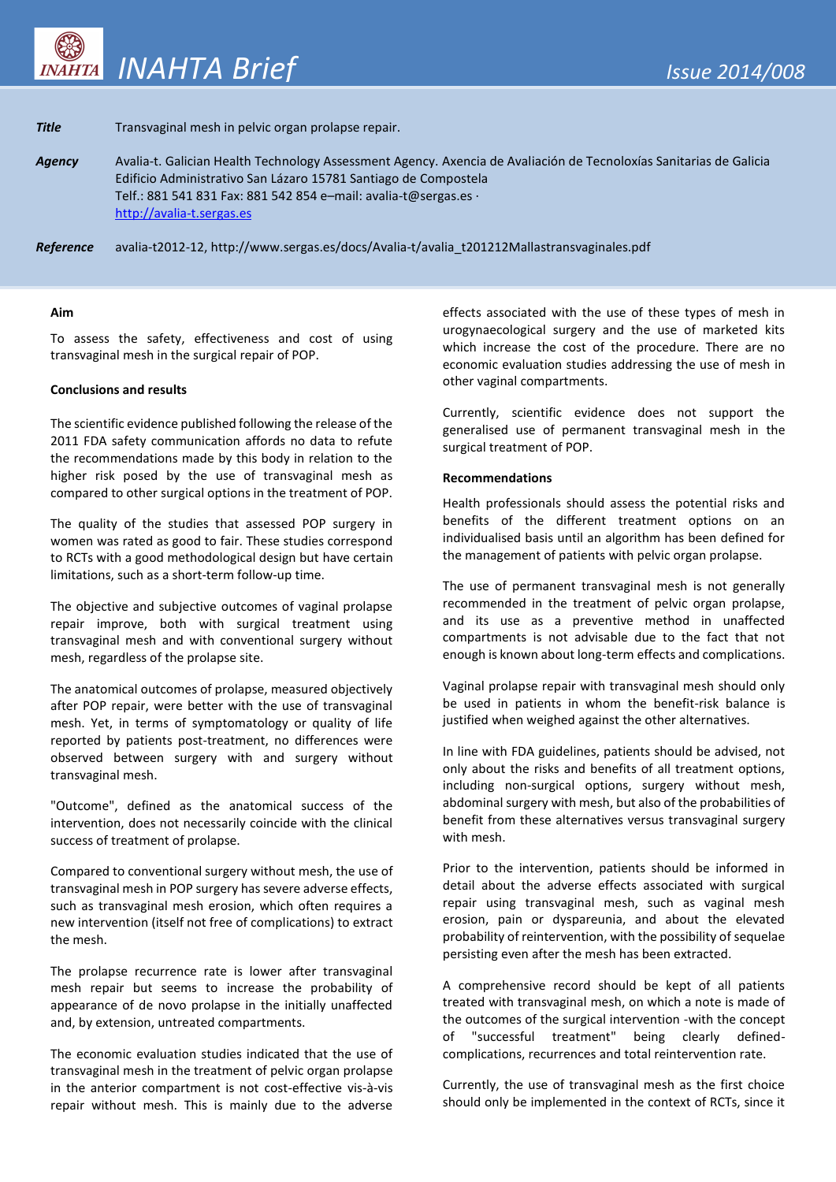# INAHTA Brief

Issue 2014/008

***Title*** Transvaginal mesh in pelvic organ prolapse repair.

***Agency*** Avalia-t. Galician Health Technology Assessment Agency. Axencia de Avaliación de Tecnoloxías Sanitarias de Galicia
Edificio Administrativo San Lázaro 15781 Santiago de Compostela
Telf.: 881 541 831 Fax: 881 542 854 e–mail: avalia-t@sergas.es ·
http://avalia-t.sergas.es

***Reference*** avalia-t2012-12, http://www.sergas.es/docs/Avalia-t/avalia_t201212Mallastransvaginales.pdf

### Aim

To assess the safety, effectiveness and cost of using transvaginal mesh in the surgical repair of POP.

### Conclusions and results

The scientific evidence published following the release of the 2011 FDA safety communication affords no data to refute the recommendations made by this body in relation to the higher risk posed by the use of transvaginal mesh as compared to other surgical options in the treatment of POP.

The quality of the studies that assessed POP surgery in women was rated as good to fair. These studies correspond to RCTs with a good methodological design but have certain limitations, such as a short-term follow-up time.

The objective and subjective outcomes of vaginal prolapse repair improve, both with surgical treatment using transvaginal mesh and with conventional surgery without mesh, regardless of the prolapse site.

The anatomical outcomes of prolapse, measured objectively after POP repair, were better with the use of transvaginal mesh. Yet, in terms of symptomatology or quality of life reported by patients post-treatment, no differences were observed between surgery with and surgery without transvaginal mesh.

"Outcome", defined as the anatomical success of the intervention, does not necessarily coincide with the clinical success of treatment of prolapse.

Compared to conventional surgery without mesh, the use of transvaginal mesh in POP surgery has severe adverse effects, such as transvaginal mesh erosion, which often requires a new intervention (itself not free of complications) to extract the mesh.

The prolapse recurrence rate is lower after transvaginal mesh repair but seems to increase the probability of appearance of de novo prolapse in the initially unaffected and, by extension, untreated compartments.

The economic evaluation studies indicated that the use of transvaginal mesh in the treatment of pelvic organ prolapse in the anterior compartment is not cost-effective vis-à-vis repair without mesh. This is mainly due to the adverse effects associated with the use of these types of mesh in urogynaecological surgery and the use of marketed kits which increase the cost of the procedure. There are no economic evaluation studies addressing the use of mesh in other vaginal compartments.

Currently, scientific evidence does not support the generalised use of permanent transvaginal mesh in the surgical treatment of POP.

### Recommendations

Health professionals should assess the potential risks and benefits of the different treatment options on an individualised basis until an algorithm has been defined for the management of patients with pelvic organ prolapse.

The use of permanent transvaginal mesh is not generally recommended in the treatment of pelvic organ prolapse, and its use as a preventive method in unaffected compartments is not advisable due to the fact that not enough is known about long-term effects and complications.

Vaginal prolapse repair with transvaginal mesh should only be used in patients in whom the benefit-risk balance is justified when weighed against the other alternatives.

In line with FDA guidelines, patients should be advised, not only about the risks and benefits of all treatment options, including non-surgical options, surgery without mesh, abdominal surgery with mesh, but also of the probabilities of benefit from these alternatives versus transvaginal surgery with mesh.

Prior to the intervention, patients should be informed in detail about the adverse effects associated with surgical repair using transvaginal mesh, such as vaginal mesh erosion, pain or dyspareunia, and about the elevated probability of reintervention, with the possibility of sequelae persisting even after the mesh has been extracted.

A comprehensive record should be kept of all patients treated with transvaginal mesh, on which a note is made of the outcomes of the surgical intervention -with the concept of "successful treatment" being clearly defined- complications, recurrences and total reintervention rate.

Currently, the use of transvaginal mesh as the first choice should only be implemented in the context of RCTs, since it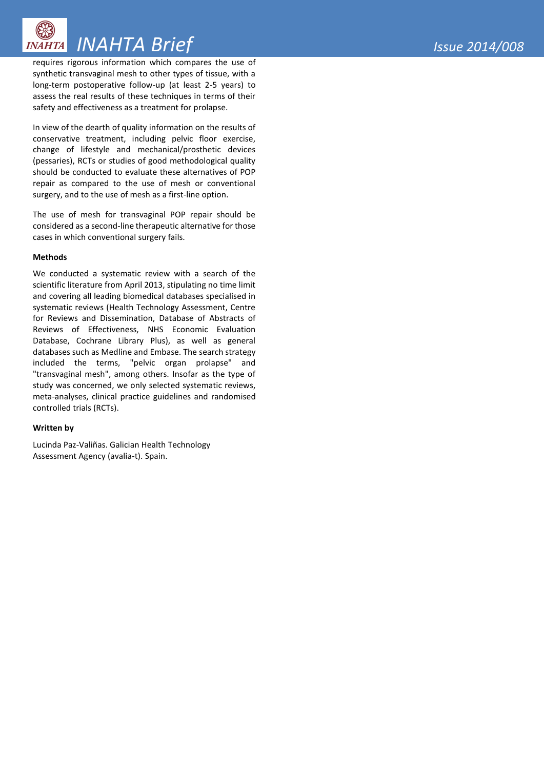requires rigorous information which compares the use of synthetic transvaginal mesh to other types of tissue, with a long-term postoperative follow-up (at least 2-5 years) to assess the real results of these techniques in terms of their safety and effectiveness as a treatment for prolapse.

In view of the dearth of quality information on the results of conservative treatment, including pelvic floor exercise, change of lifestyle and mechanical/prosthetic devices (pessaries), RCTs or studies of good methodological quality should be conducted to evaluate these alternatives of POP repair as compared to the use of mesh or conventional surgery, and to the use of mesh as a first-line option.

The use of mesh for transvaginal POP repair should be considered as a second-line therapeutic alternative for those cases in which conventional surgery fails.

**Methods**

We conducted a systematic review with a search of the scientific literature from April 2013, stipulating no time limit and covering all leading biomedical databases specialised in systematic reviews (Health Technology Assessment, Centre for Reviews and Dissemination, Database of Abstracts of Reviews of Effectiveness, NHS Economic Evaluation Database, Cochrane Library Plus), as well as general databases such as Medline and Embase. The search strategy included the terms, "pelvic organ prolapse" and "transvaginal mesh", among others. Insofar as the type of study was concerned, we only selected systematic reviews, meta-analyses, clinical practice guidelines and randomised controlled trials (RCTs).

**Written by**

Lucinda Paz-Valiñas. Galician Health Technology Assessment Agency (avalia-t). Spain.